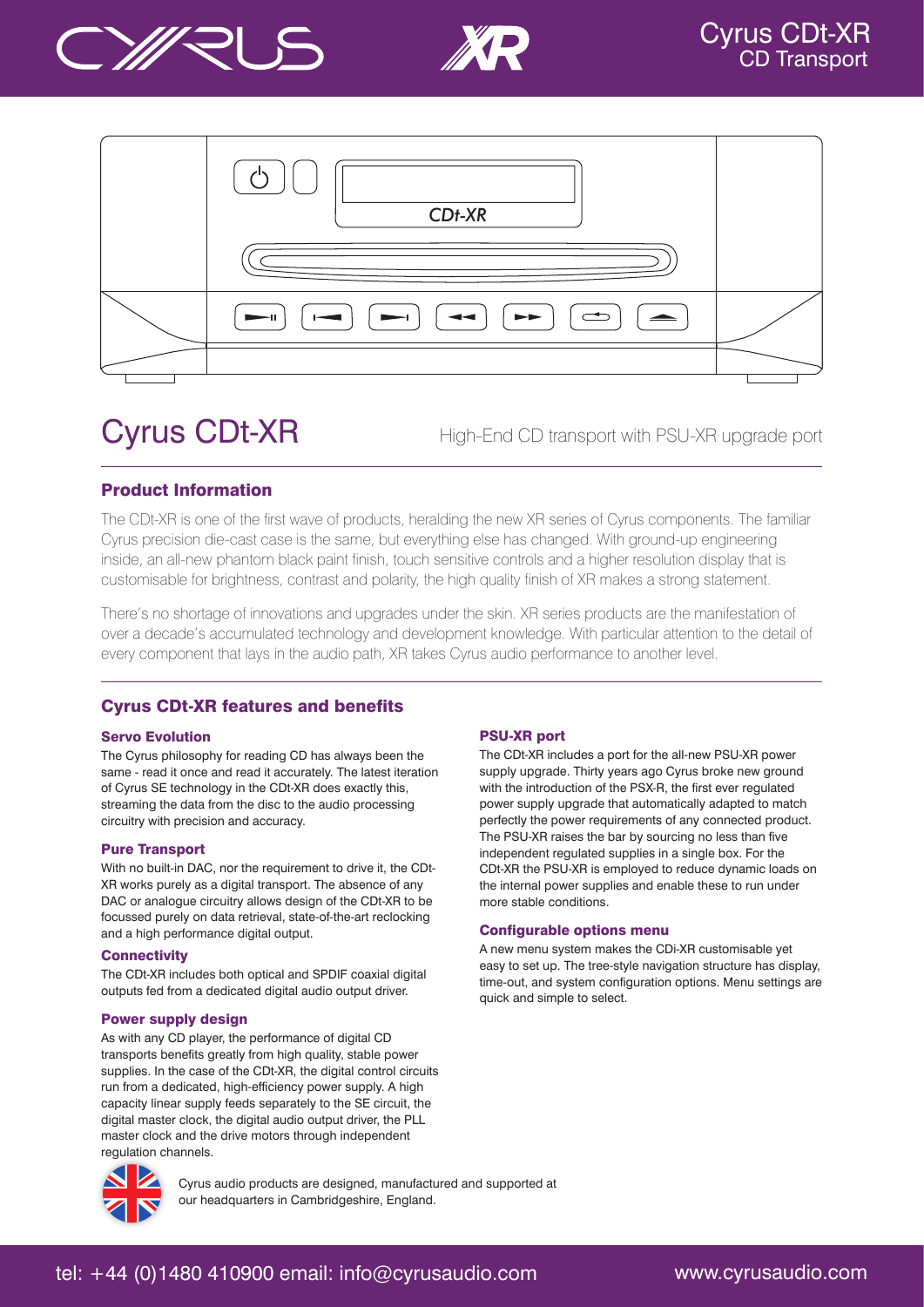# Cyrus CDt-XR

CD Transport

## Cyrus CDt-XR

High-End CD transport with PSU-XR upgrade port

### Product Information

The CDt-XR is one of the first wave of products, heralding the new XR series of Cyrus components. The familiar Cyrus precision die-cast case is the same, but everything else has changed. With ground-up engineering inside, an all-new phantom black paint finish, touch sensitive controls and a higher resolution display that is customisable for brightness, contrast and polarity, the high quality finish of XR makes a strong statement.

There's no shortage of innovations and upgrades under the skin. XR series products are the manifestation of over a decade's accumulated technology and development knowledge. With particular attention to the detail of every component that lays in the audio path, XR takes Cyrus audio performance to another level.

### Cyrus CDt-XR features and benefits

#### Servo Evolution

The Cyrus philosophy for reading CD has always been the same - read it once and read it accurately. The latest iteration of Cyrus SE technology in the CDt-XR does exactly this, streaming the data from the disc to the audio processing circuitry with precision and accuracy.

#### Pure Transport

With no built-in DAC, nor the requirement to drive it, the CDt-XR works purely as a digital transport. The absence of any DAC or analogue circuitry allows design of the CDt-XR to be focussed purely on data retrieval, state-of-the-art reclocking and a high performance digital output.

#### Connectivity

The CDt-XR includes both optical and SPDIF coaxial digital outputs fed from a dedicated digital audio output driver.

#### Power supply design

As with any CD player, the performance of digital CD transports benefits greatly from high quality, stable power supplies. In the case of the CDt-XR, the digital control circuits run from a dedicated, high-efficiency power supply. A high capacity linear supply feeds separately to the SE circuit, the digital master clock, the digital audio output driver, the PLL master clock and the drive motors through independent regulation channels.

#### PSU-XR port

The CDt-XR includes a port for the all-new PSU-XR power supply upgrade. Thirty years ago Cyrus broke new ground with the introduction of the PSX-R, the first ever regulated power supply upgrade that automatically adapted to match perfectly the power requirements of any connected product. The PSU-XR raises the bar by sourcing no less than five independent regulated supplies in a single box. For the CDt-XR the PSU-XR is employed to reduce dynamic loads on the internal power supplies and enable these to run under more stable conditions.

#### Configurable options menu

A new menu system makes the CDi-XR customisable yet easy to set up. The tree-style navigation structure has display, time-out, and system configuration options. Menu settings are quick and simple to select.

Cyrus audio products are designed, manufactured and supported at our headquarters in Cambridgeshire, England.

tel: +44 (0)1480 410900 email: info@cyrusaudio.com www.cyrusaudio.com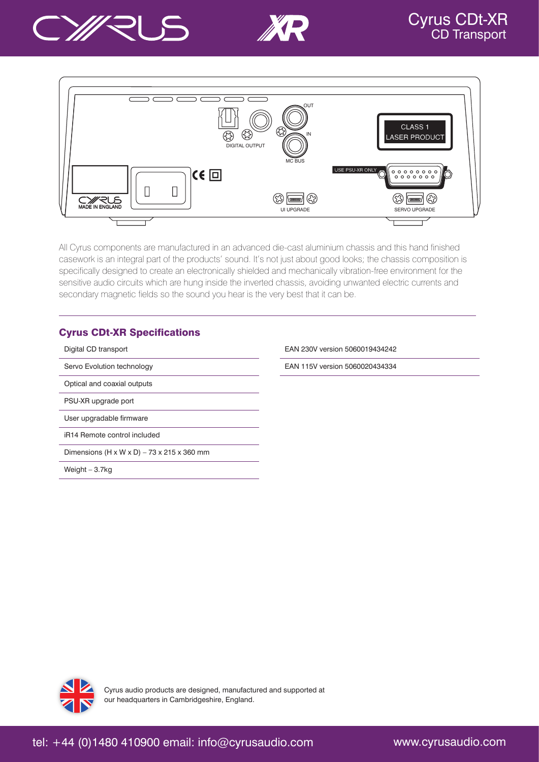All Cyrus components are manufactured in an advanced die-cast aluminium chassis and this hand finished casework is an integral part of the products' sound. It's not just about good looks; the chassis composition is specifically designed to create an electronically shielded and mechanically vibration-free environment for the sensitive audio circuits which are hung inside the inverted chassis, avoiding unwanted electric currents and secondary magnetic fields so the sound you hear is the very best that it can be.

## Cyrus CDt-XR Specifications

- Digital CD transport
- Servo Evolution technology
- Optical and coaxial outputs
- PSU-XR upgrade port
- User upgradable firmware
- iR14 Remote control included
- Dimensions (H x W x D) – 73 x 215 x 360 mm
- Weight – 3.7kg

- EAN 230V version 5060019434242
- EAN 115V version 5060020434334

Cyrus audio products are designed, manufactured and supported at our headquarters in Cambridgeshire, England.

tel: +44 (0)1480 410900 email: info@cyrusaudio.com www.cyrusaudio.com